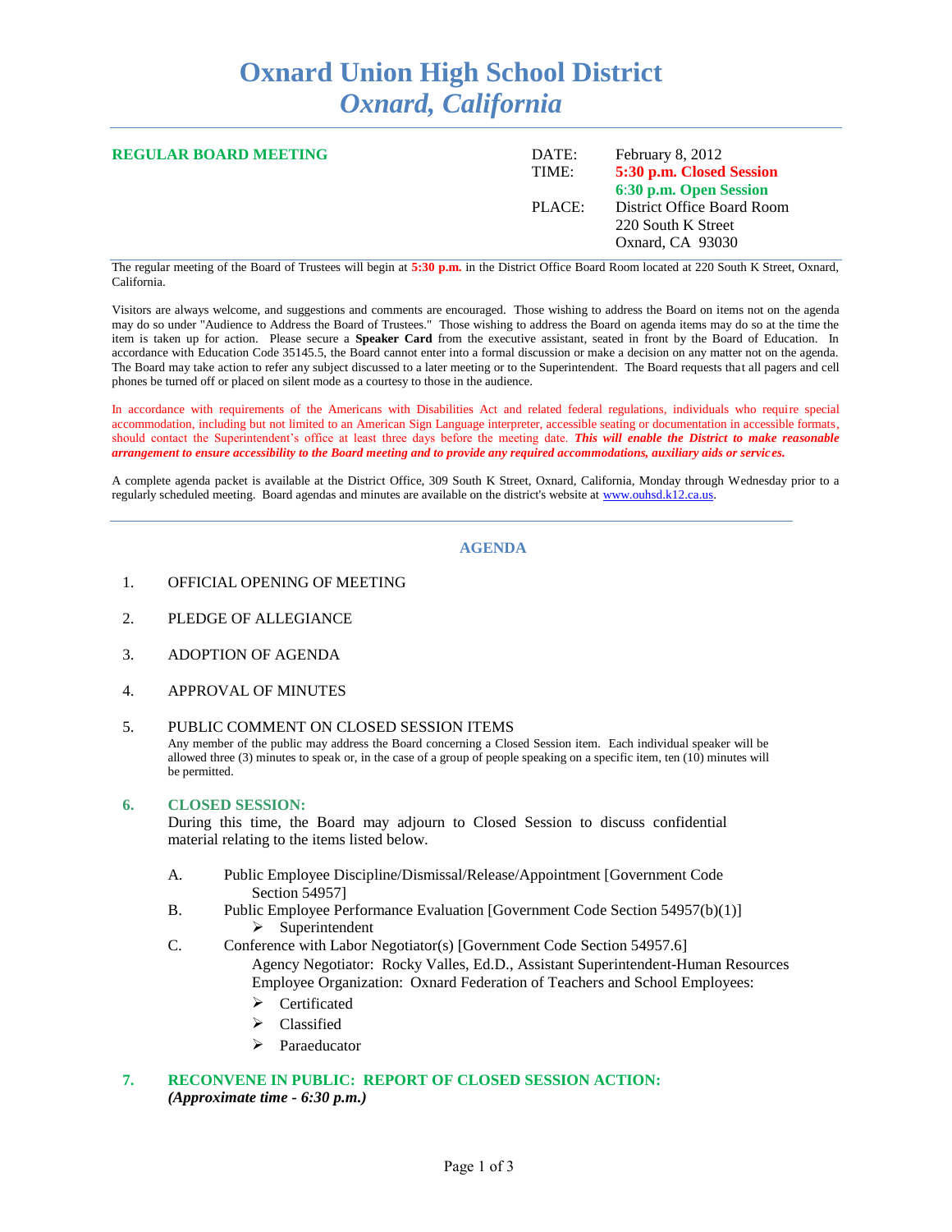# Oxnard Union High School District
## *Oxnard, California*

**REGULAR BOARD MEETING**

DATE: February 8, 2012
TIME: **5:30 p.m. Closed Session**
**6:30 p.m. Open Session**
PLACE: District Office Board Room
220 South K Street
Oxnard, CA 93030

The regular meeting of the Board of Trustees will begin at **5:30 p.m.** in the District Office Board Room located at 220 South K Street, Oxnard, California.

Visitors are always welcome, and suggestions and comments are encouraged. Those wishing to address the Board on items not on the agenda may do so under "Audience to Address the Board of Trustees." Those wishing to address the Board on agenda items may do so at the time the item is taken up for action. Please secure a **Speaker Card** from the executive assistant, seated in front by the Board of Education. In accordance with Education Code 35145.5, the Board cannot enter into a formal discussion or make a decision on any matter not on the agenda. The Board may take action to refer any subject discussed to a later meeting or to the Superintendent. The Board requests that all pagers and cell phones be turned off or placed on silent mode as a courtesy to those in the audience.

In accordance with requirements of the Americans with Disabilities Act and related federal regulations, individuals who require special accommodation, including but not limited to an American Sign Language interpreter, accessible seating or documentation in accessible formats, should contact the Superintendent's office at least three days before the meeting date. ***This will enable the District to make reasonable arrangement to ensure accessibility to the Board meeting and to provide any required accommodations, auxiliary aids or services.***

A complete agenda packet is available at the District Office, 309 South K Street, Oxnard, California, Monday through Wednesday prior to a regularly scheduled meeting. Board agendas and minutes are available on the district's website at www.ouhsd.k12.ca.us.

## AGENDA

1. OFFICIAL OPENING OF MEETING

2. PLEDGE OF ALLEGIANCE

3. ADOPTION OF AGENDA

4. APPROVAL OF MINUTES

5. PUBLIC COMMENT ON CLOSED SESSION ITEMS
   Any member of the public may address the Board concerning a Closed Session item. Each individual speaker will be allowed three (3) minutes to speak or, in the case of a group of people speaking on a specific item, ten (10) minutes will be permitted.

6. **CLOSED SESSION:**
   During this time, the Board may adjourn to Closed Session to discuss confidential material relating to the items listed below.

   A. Public Employee Discipline/Dismissal/Release/Appointment [Government Code Section 54957]
   B. Public Employee Performance Evaluation [Government Code Section 54957(b)(1)]
      - Superintendent
   C. Conference with Labor Negotiator(s) [Government Code Section 54957.6]
      Agency Negotiator: Rocky Valles, Ed.D., Assistant Superintendent-Human Resources
      Employee Organization: Oxnard Federation of Teachers and School Employees:
      - Certificated
      - Classified
      - Paraeducator

7. **RECONVENE IN PUBLIC: REPORT OF CLOSED SESSION ACTION:**
   ***(Approximate time - 6:30 p.m.)***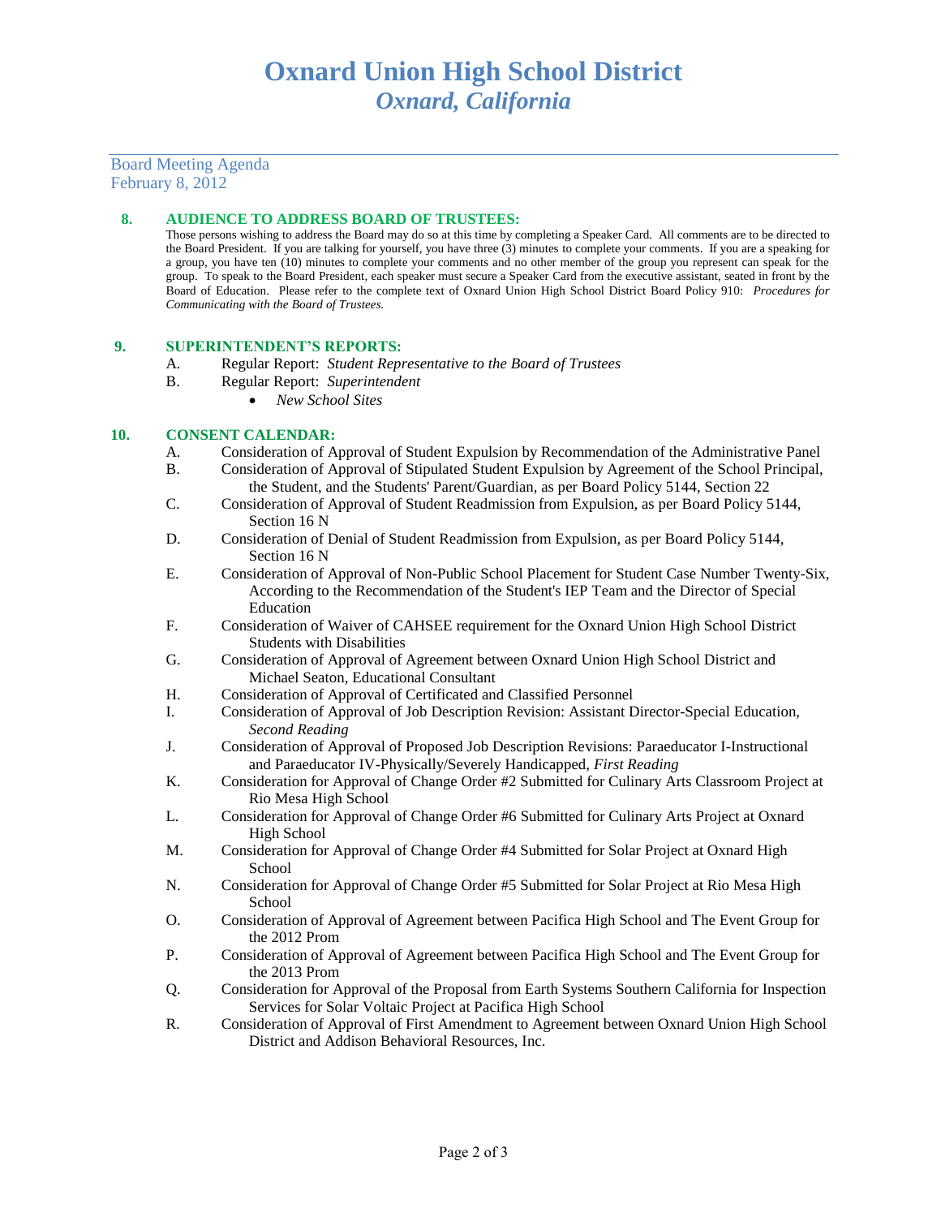# Oxnard Union High School District
## *Oxnard, California*

Board Meeting Agenda
February 8, 2012

**8. AUDIENCE TO ADDRESS BOARD OF TRUSTEES:**

Those persons wishing to address the Board may do so at this time by completing a Speaker Card. All comments are to be directed to the Board President. If you are talking for yourself, you have three (3) minutes to complete your comments. If you are a speaking for a group, you have ten (10) minutes to complete your comments and no other member of the group you represent can speak for the group. To speak to the Board President, each speaker must secure a Speaker Card from the executive assistant, seated in front by the Board of Education. Please refer to the complete text of Oxnard Union High School District Board Policy 910: *Procedures for Communicating with the Board of Trustees.*

**9. SUPERINTENDENT'S REPORTS:**

A. Regular Report: *Student Representative to the Board of Trustees*

B. Regular Report: *Superintendent*

- *New School Sites*

**10. CONSENT CALENDAR:**

A. Consideration of Approval of Student Expulsion by Recommendation of the Administrative Panel

B. Consideration of Approval of Stipulated Student Expulsion by Agreement of the School Principal, the Student, and the Students' Parent/Guardian, as per Board Policy 5144, Section 22

C. Consideration of Approval of Student Readmission from Expulsion, as per Board Policy 5144, Section 16 N

D. Consideration of Denial of Student Readmission from Expulsion, as per Board Policy 5144, Section 16 N

E. Consideration of Approval of Non-Public School Placement for Student Case Number Twenty-Six, According to the Recommendation of the Student's IEP Team and the Director of Special Education

F. Consideration of Waiver of CAHSEE requirement for the Oxnard Union High School District Students with Disabilities

G. Consideration of Approval of Agreement between Oxnard Union High School District and Michael Seaton, Educational Consultant

H. Consideration of Approval of Certificated and Classified Personnel

I. Consideration of Approval of Job Description Revision: Assistant Director-Special Education, *Second Reading*

J. Consideration of Approval of Proposed Job Description Revisions: Paraeducator I-Instructional and Paraeducator IV-Physically/Severely Handicapped, *First Reading*

K. Consideration for Approval of Change Order #2 Submitted for Culinary Arts Classroom Project at Rio Mesa High School

L. Consideration for Approval of Change Order #6 Submitted for Culinary Arts Project at Oxnard High School

M. Consideration for Approval of Change Order #4 Submitted for Solar Project at Oxnard High School

N. Consideration for Approval of Change Order #5 Submitted for Solar Project at Rio Mesa High School

O. Consideration of Approval of Agreement between Pacifica High School and The Event Group for the 2012 Prom

P. Consideration of Approval of Agreement between Pacifica High School and The Event Group for the 2013 Prom

Q. Consideration for Approval of the Proposal from Earth Systems Southern California for Inspection Services for Solar Voltaic Project at Pacifica High School

R. Consideration of Approval of First Amendment to Agreement between Oxnard Union High School District and Addison Behavioral Resources, Inc.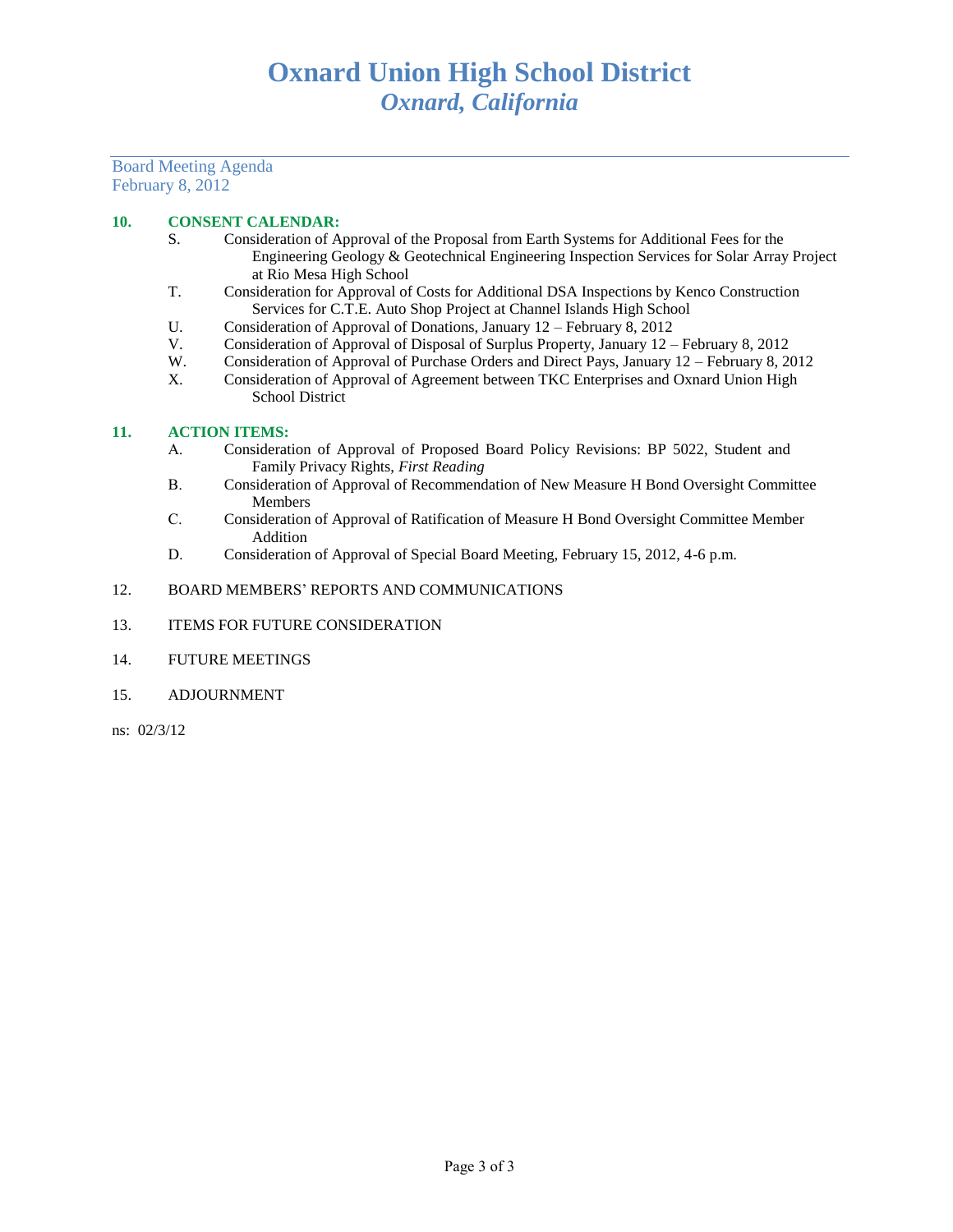# Oxnard Union High School District
## *Oxnard, California*

Board Meeting Agenda
February 8, 2012

**10. CONSENT CALENDAR:**

- S. Consideration of Approval of the Proposal from Earth Systems for Additional Fees for the Engineering Geology & Geotechnical Engineering Inspection Services for Solar Array Project at Rio Mesa High School
- T. Consideration for Approval of Costs for Additional DSA Inspections by Kenco Construction Services for C.T.E. Auto Shop Project at Channel Islands High School
- U. Consideration of Approval of Donations, January 12 – February 8, 2012
- V. Consideration of Approval of Disposal of Surplus Property, January 12 – February 8, 2012
- W. Consideration of Approval of Purchase Orders and Direct Pays, January 12 – February 8, 2012
- X. Consideration of Approval of Agreement between TKC Enterprises and Oxnard Union High School District

**11. ACTION ITEMS:**

- A. Consideration of Approval of Proposed Board Policy Revisions: BP 5022, Student and Family Privacy Rights, *First Reading*
- B. Consideration of Approval of Recommendation of New Measure H Bond Oversight Committee Members
- C. Consideration of Approval of Ratification of Measure H Bond Oversight Committee Member Addition
- D. Consideration of Approval of Special Board Meeting, February 15, 2012, 4-6 p.m.

12. BOARD MEMBERS' REPORTS AND COMMUNICATIONS

13. ITEMS FOR FUTURE CONSIDERATION

14. FUTURE MEETINGS

15. ADJOURNMENT

ns: 02/3/12